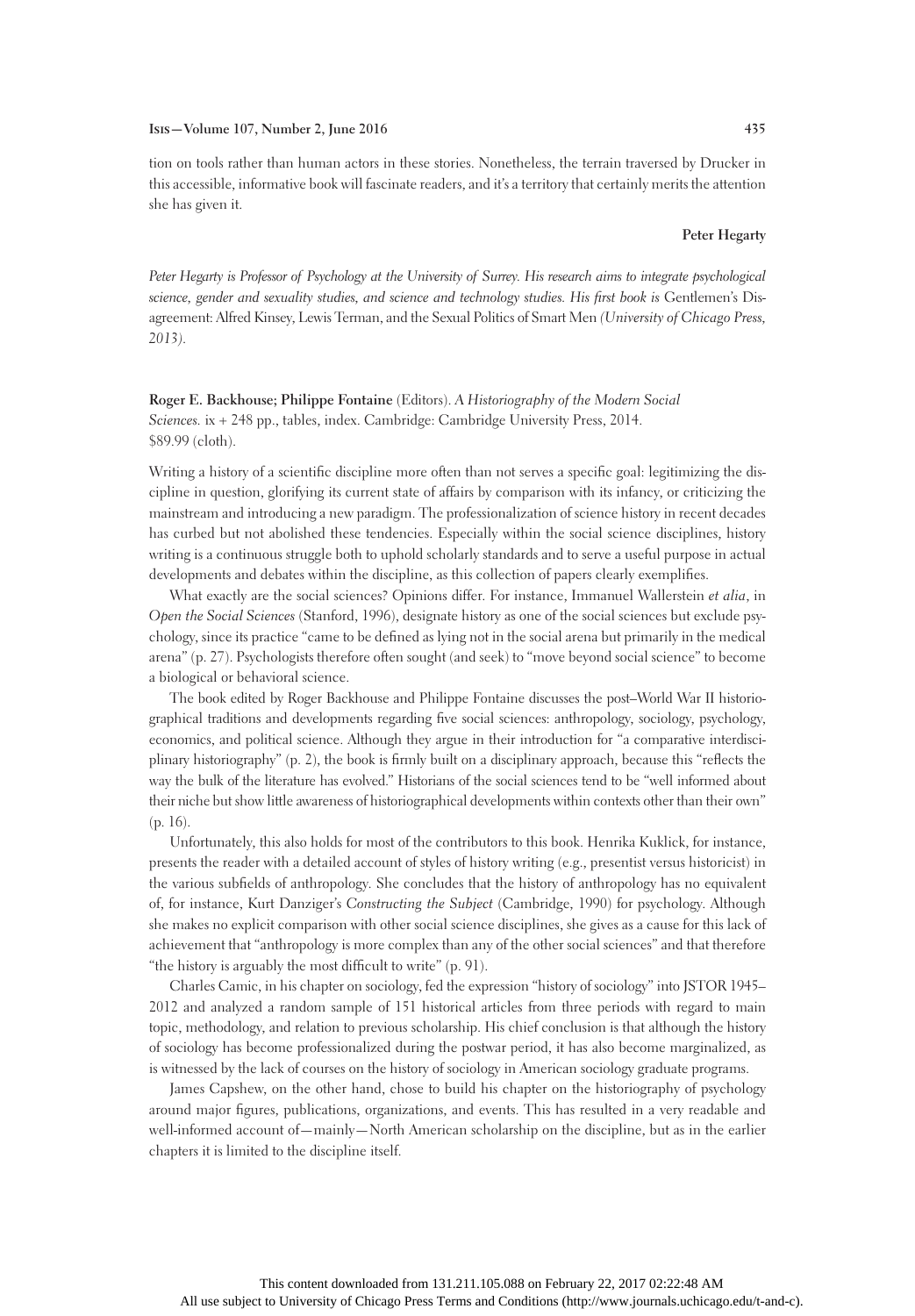tion on tools rather than human actors in these stories. Nonetheless, the terrain traversed by Drucker in this accessible, informative book will fascinate readers, and it's a territory that certainly merits the attention she has given it.

**Peter Hegarty**

*Peter Hegarty is Professor of Psychology at the University of Surrey. His research aims to integrate psychological science, gender and sexuality studies, and science and technology studies. His first book is* Gentlemen's Disagreement: Alfred Kinsey, Lewis Terman, and the Sexual Politics of Smart Men *(University of Chicago Press, 2013).*

**Roger E. Backhouse; Philippe Fontaine** (Editors). *A Historiography of the Modern Social Sciences.* ix + 248 pp., tables, index. Cambridge: Cambridge University Press, 2014. $89.99 (cloth).

Writing a history of a scientific discipline more often than not serves a specific goal: legitimizing the discipline in question, glorifying its current state of affairs by comparison with its infancy, or criticizing the mainstream and introducing a new paradigm. The professionalization of science history in recent decades has curbed but not abolished these tendencies. Especially within the social science disciplines, history writing is a continuous struggle both to uphold scholarly standards and to serve a useful purpose in actual developments and debates within the discipline, as this collection of papers clearly exemplifies.

What exactly are the social sciences? Opinions differ. For instance, Immanuel Wallerstein *et alia*, in *Open the Social Sciences* (Stanford, 1996), designate history as one of the social sciences but exclude psychology, since its practice "came to be defined as lying not in the social arena but primarily in the medical arena" (p. 27). Psychologists therefore often sought (and seek) to "move beyond social science" to become a biological or behavioral science.

The book edited by Roger Backhouse and Philippe Fontaine discusses the post–World War II historiographical traditions and developments regarding five social sciences: anthropology, sociology, psychology, economics, and political science. Although they argue in their introduction for "a comparative interdisciplinary historiography" (p. 2), the book is firmly built on a disciplinary approach, because this "reflects the way the bulk of the literature has evolved." Historians of the social sciences tend to be "well informed about their niche but show little awareness of historiographical developments within contexts other than their own" (p. 16).

Unfortunately, this also holds for most of the contributors to this book. Henrika Kuklick, for instance, presents the reader with a detailed account of styles of history writing (e.g., presentist versus historicist) in the various subfields of anthropology. She concludes that the history of anthropology has no equivalent of, for instance, Kurt Danziger's *Constructing the Subject* (Cambridge, 1990) for psychology. Although she makes no explicit comparison with other social science disciplines, she gives as a cause for this lack of achievement that "anthropology is more complex than any of the other social sciences" and that therefore "the history is arguably the most difficult to write" (p. 91).

Charles Camic, in his chapter on sociology, fed the expression "history of sociology" into JSTOR 1945–2012 and analyzed a random sample of 151 historical articles from three periods with regard to main topic, methodology, and relation to previous scholarship. His chief conclusion is that although the history of sociology has become professionalized during the postwar period, it has also become marginalized, as is witnessed by the lack of courses on the history of sociology in American sociology graduate programs.

James Capshew, on the other hand, chose to build his chapter on the historiography of psychology around major figures, publications, organizations, and events. This has resulted in a very readable and well-informed account of—mainly—North American scholarship on the discipline, but as in the earlier chapters it is limited to the discipline itself.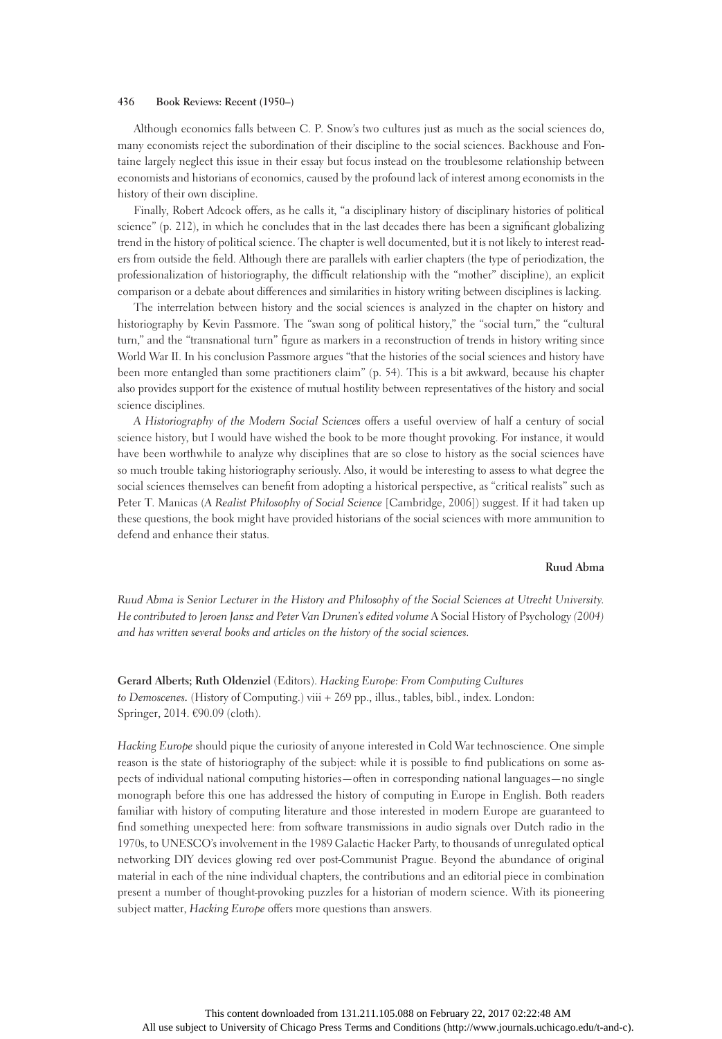Although economics falls between C. P. Snow's two cultures just as much as the social sciences do, many economists reject the subordination of their discipline to the social sciences. Backhouse and Fontaine largely neglect this issue in their essay but focus instead on the troublesome relationship between economists and historians of economics, caused by the profound lack of interest among economists in the history of their own discipline.

Finally, Robert Adcock offers, as he calls it, "a disciplinary history of disciplinary histories of political science" (p. 212), in which he concludes that in the last decades there has been a significant globalizing trend in the history of political science. The chapter is well documented, but it is not likely to interest readers from outside the field. Although there are parallels with earlier chapters (the type of periodization, the professionalization of historiography, the difficult relationship with the "mother" discipline), an explicit comparison or a debate about differences and similarities in history writing between disciplines is lacking.

The interrelation between history and the social sciences is analyzed in the chapter on history and historiography by Kevin Passmore. The "swan song of political history," the "social turn," the "cultural turn," and the "transnational turn" figure as markers in a reconstruction of trends in history writing since World War II. In his conclusion Passmore argues "that the histories of the social sciences and history have been more entangled than some practitioners claim" (p. 54). This is a bit awkward, because his chapter also provides support for the existence of mutual hostility between representatives of the history and social science disciplines.

*A Historiography of the Modern Social Sciences* offers a useful overview of half a century of social science history, but I would have wished the book to be more thought provoking. For instance, it would have been worthwhile to analyze why disciplines that are so close to history as the social sciences have so much trouble taking historiography seriously. Also, it would be interesting to assess to what degree the social sciences themselves can benefit from adopting a historical perspective, as "critical realists" such as Peter T. Manicas (*A Realist Philosophy of Social Science* [Cambridge, 2006]) suggest. If it had taken up these questions, the book might have provided historians of the social sciences with more ammunition to defend and enhance their status.

**Ruud Abma**

*Ruud Abma is Senior Lecturer in the History and Philosophy of the Social Sciences at Utrecht University. He contributed to Jeroen Jansz and Peter Van Drunen's edited volume* A Social History of Psychology *(2004) and has written several books and articles on the history of the social sciences.*

**Gerard Alberts; Ruth Oldenziel** (Editors). *Hacking Europe: From Computing Cultures to Demoscenes*. (History of Computing.) viii + 269 pp., illus., tables, bibl., index. London: Springer, 2014. €90.09 (cloth).

*Hacking Europe* should pique the curiosity of anyone interested in Cold War technoscience. One simple reason is the state of historiography of the subject: while it is possible to find publications on some aspects of individual national computing histories—often in corresponding national languages—no single monograph before this one has addressed the history of computing in Europe in English. Both readers familiar with history of computing literature and those interested in modern Europe are guaranteed to find something unexpected here: from software transmissions in audio signals over Dutch radio in the 1970s, to UNESCO's involvement in the 1989 Galactic Hacker Party, to thousands of unregulated optical networking DIY devices glowing red over post-Communist Prague. Beyond the abundance of original material in each of the nine individual chapters, the contributions and an editorial piece in combination present a number of thought-provoking puzzles for a historian of modern science. With its pioneering subject matter, *Hacking Europe* offers more questions than answers.